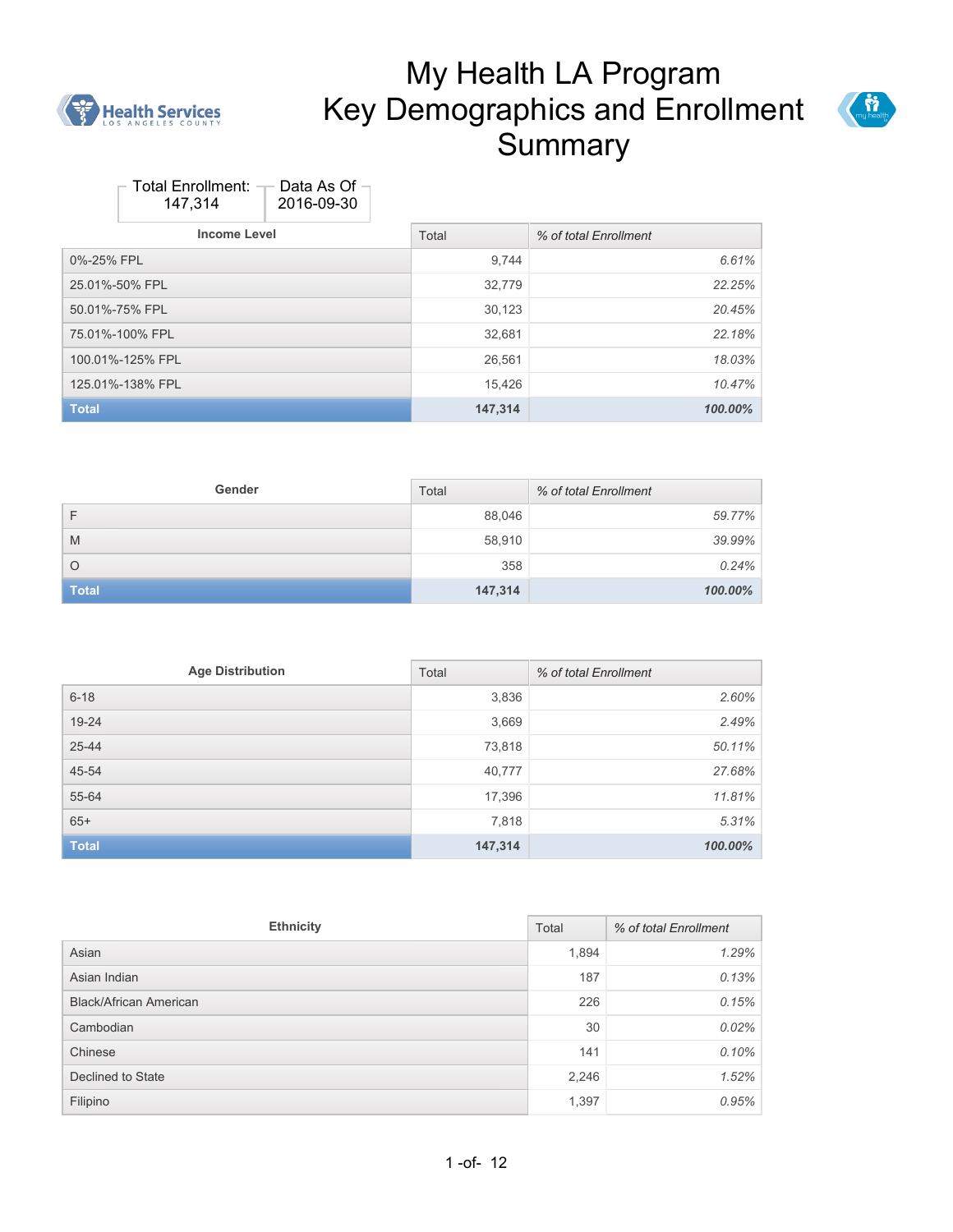# My Health LA Program Key Demographics and Enrollment Summary

| Total Enrollment: | Data As Of |
|---|---|
| 147,314 | 2016-09-30 |

| Income Level | Total | % of total Enrollment |
|---|---|---|
| 0%-25% FPL | 9,744 | 6.61% |
| 25.01%-50% FPL | 32,779 | 22.25% |
| 50.01%-75% FPL | 30,123 | 20.45% |
| 75.01%-100% FPL | 32,681 | 22.18% |
| 100.01%-125% FPL | 26,561 | 18.03% |
| 125.01%-138% FPL | 15,426 | 10.47% |
| **Total** | **147,314** | **100.00%** |

| Gender | Total | % of total Enrollment |
|---|---|---|
| F | 88,046 | 59.77% |
| M | 58,910 | 39.99% |
| O | 358 | 0.24% |
| **Total** | **147,314** | **100.00%** |

| Age Distribution | Total | % of total Enrollment |
|---|---|---|
| 6-18 | 3,836 | 2.60% |
| 19-24 | 3,669 | 2.49% |
| 25-44 | 73,818 | 50.11% |
| 45-54 | 40,777 | 27.68% |
| 55-64 | 17,396 | 11.81% |
| 65+ | 7,818 | 5.31% |
| **Total** | **147,314** | **100.00%** |

| Ethnicity | Total | % of total Enrollment |
|---|---|---|
| Asian | 1,894 | 1.29% |
| Asian Indian | 187 | 0.13% |
| Black/African American | 226 | 0.15% |
| Cambodian | 30 | 0.02% |
| Chinese | 141 | 0.10% |
| Declined to State | 2,246 | 1.52% |
| Filipino | 1,397 | 0.95% |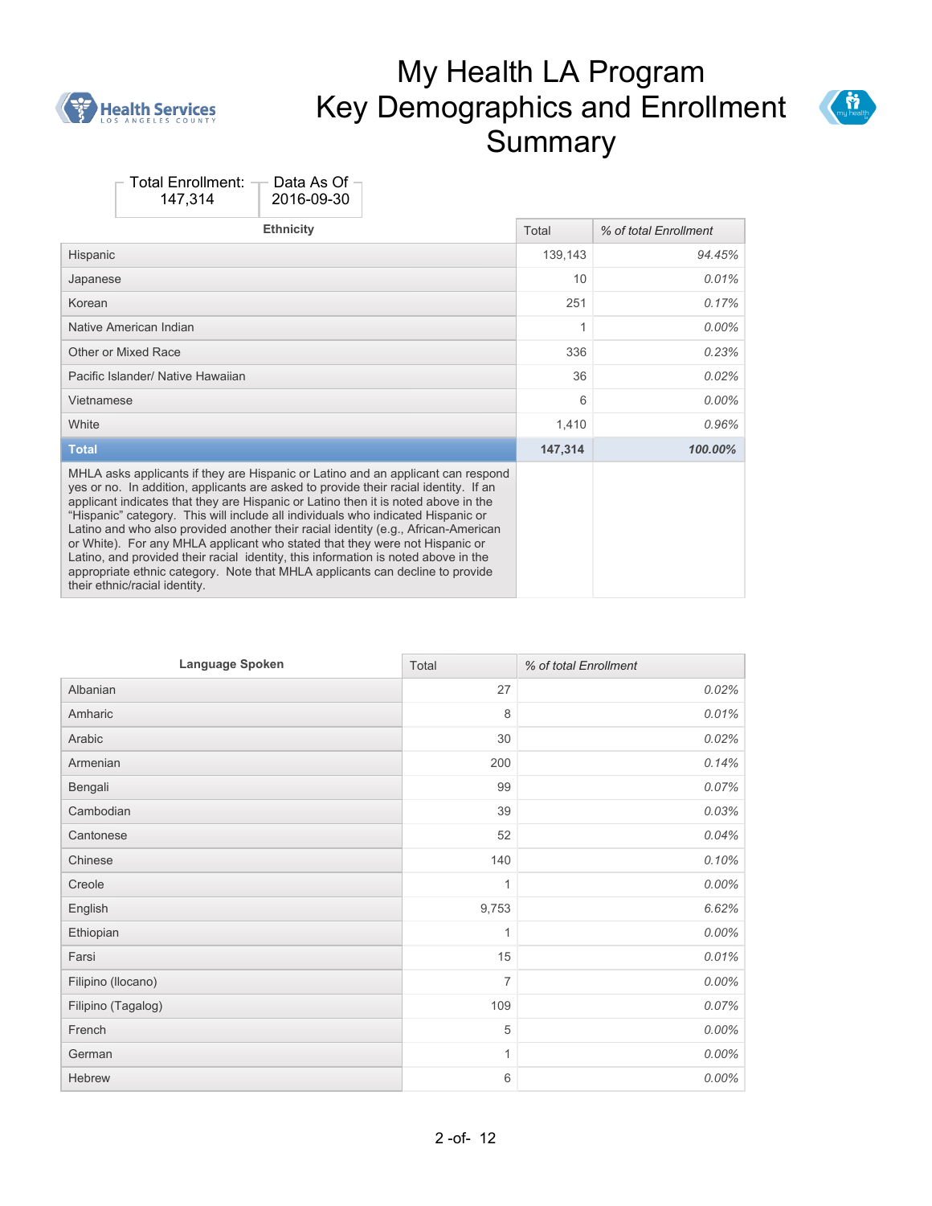# My Health LA Program Key Demographics and Enrollment Summary

| Total Enrollment: | Data As Of |
|---|---|
| 147,314 | 2016-09-30 |

| Ethnicity | Total | % of total Enrollment |
|---|---|---|
| Hispanic | 139,143 | 94.45% |
| Japanese | 10 | 0.01% |
| Korean | 251 | 0.17% |
| Native American Indian | 1 | 0.00% |
| Other or Mixed Race | 336 | 0.23% |
| Pacific Islander/ Native Hawaiian | 36 | 0.02% |
| Vietnamese | 6 | 0.00% |
| White | 1,410 | 0.96% |
| **Total** | **147,314** | **100.00%** |

MHLA asks applicants if they are Hispanic or Latino and an applicant can respond yes or no. In addition, applicants are asked to provide their racial identity. If an applicant indicates that they are Hispanic or Latino then it is noted above in the "Hispanic" category. This will include all individuals who indicated Hispanic or Latino and who also provided another their racial identity (e.g., African-American or White). For any MHLA applicant who stated that they were not Hispanic or Latino, and provided their racial identity, this information is noted above in the appropriate ethnic category. Note that MHLA applicants can decline to provide their ethnic/racial identity.

| Language Spoken | Total | % of total Enrollment |
|---|---|---|
| Albanian | 27 | 0.02% |
| Amharic | 8 | 0.01% |
| Arabic | 30 | 0.02% |
| Armenian | 200 | 0.14% |
| Bengali | 99 | 0.07% |
| Cambodian | 39 | 0.03% |
| Cantonese | 52 | 0.04% |
| Chinese | 140 | 0.10% |
| Creole | 1 | 0.00% |
| English | 9,753 | 6.62% |
| Ethiopian | 1 | 0.00% |
| Farsi | 15 | 0.01% |
| Filipino (Ilocano) | 7 | 0.00% |
| Filipino (Tagalog) | 109 | 0.07% |
| French | 5 | 0.00% |
| German | 1 | 0.00% |
| Hebrew | 6 | 0.00% |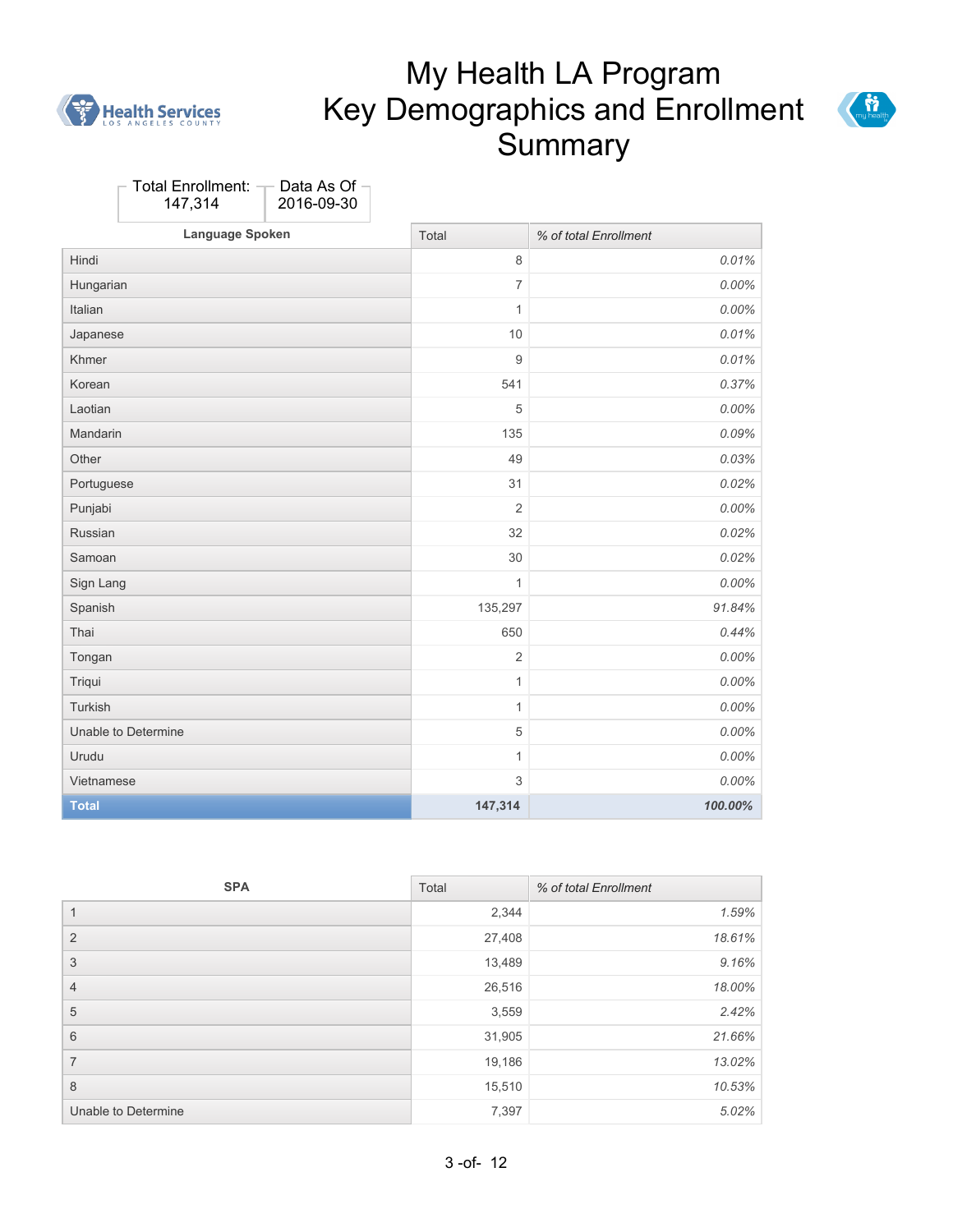# My Health LA Program Key Demographics and Enrollment Summary

Health Services
LOS ANGELES COUNTY

| Total Enrollment: | Data As Of |
|---|---|
| 147,314 | 2016-09-30 |

| Language Spoken | Total | % of total Enrollment |
|---|---|---|
| Hindi | 8 | 0.01% |
| Hungarian | 7 | 0.00% |
| Italian | 1 | 0.00% |
| Japanese | 10 | 0.01% |
| Khmer | 9 | 0.01% |
| Korean | 541 | 0.37% |
| Laotian | 5 | 0.00% |
| Mandarin | 135 | 0.09% |
| Other | 49 | 0.03% |
| Portuguese | 31 | 0.02% |
| Punjabi | 2 | 0.00% |
| Russian | 32 | 0.02% |
| Samoan | 30 | 0.02% |
| Sign Lang | 1 | 0.00% |
| Spanish | 135,297 | 91.84% |
| Thai | 650 | 0.44% |
| Tongan | 2 | 0.00% |
| Triqui | 1 | 0.00% |
| Turkish | 1 | 0.00% |
| Unable to Determine | 5 | 0.00% |
| Urudu | 1 | 0.00% |
| Vietnamese | 3 | 0.00% |
| **Total** | **147,314** | **100.00%** |

| SPA | Total | % of total Enrollment |
|---|---|---|
| 1 | 2,344 | 1.59% |
| 2 | 27,408 | 18.61% |
| 3 | 13,489 | 9.16% |
| 4 | 26,516 | 18.00% |
| 5 | 3,559 | 2.42% |
| 6 | 31,905 | 21.66% |
| 7 | 19,186 | 13.02% |
| 8 | 15,510 | 10.53% |
| Unable to Determine | 7,397 | 5.02% |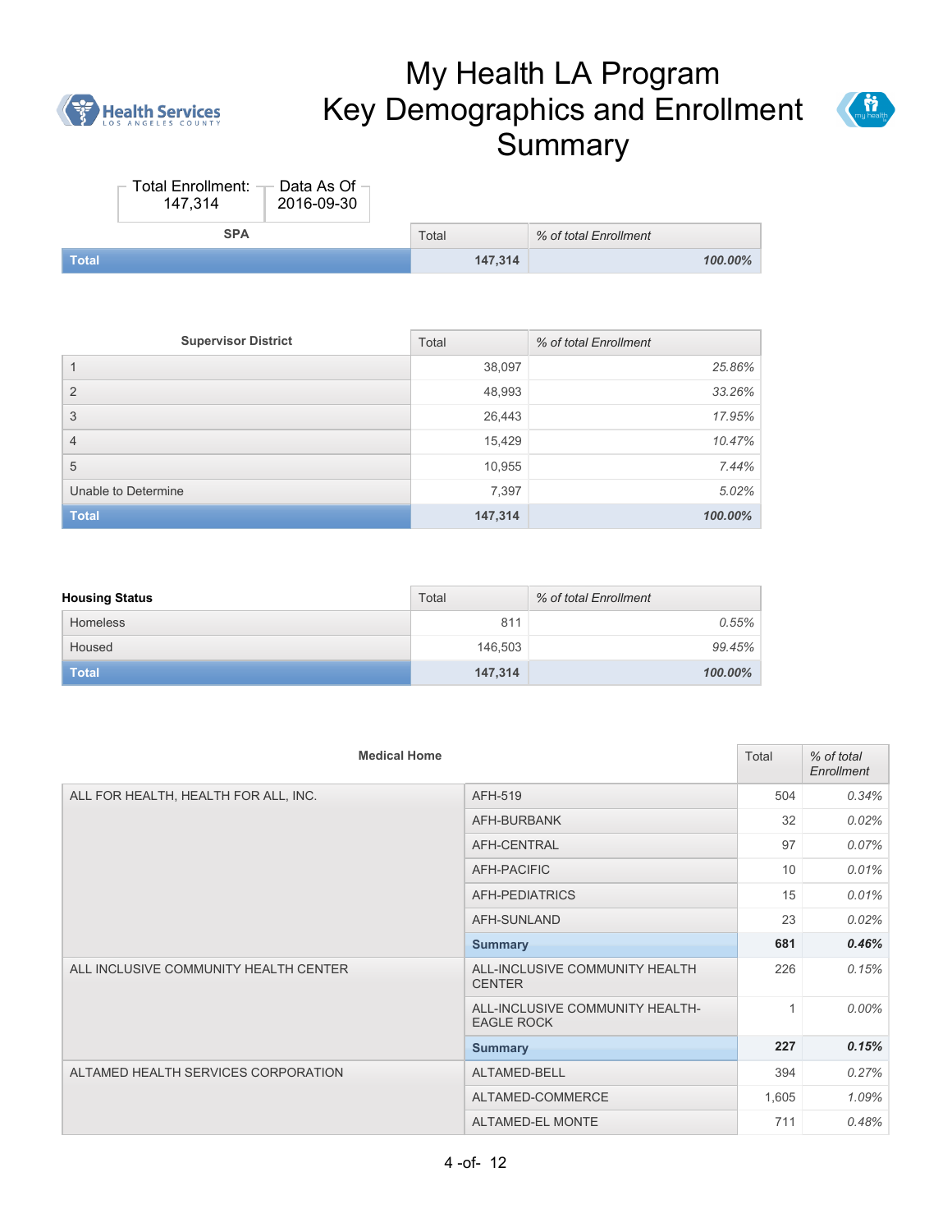# My Health LA Program Key Demographics and Enrollment Summary

| Total Enrollment: | Data As Of |
|---|---|
| 147,314 | 2016-09-30 |

| SPA | Total | % of total Enrollment |
|---|---|---|
| **Total** | **147,314** | ***100.00%*** |

| Supervisor District | Total | % of total Enrollment |
|---|---|---|
| 1 | 38,097 | *25.86%* |
| 2 | 48,993 | *33.26%* |
| 3 | 26,443 | *17.95%* |
| 4 | 15,429 | *10.47%* |
| 5 | 10,955 | *7.44%* |
| Unable to Determine | 7,397 | *5.02%* |
| **Total** | **147,314** | ***100.00%*** |

| Housing Status | Total | % of total Enrollment |
|---|---|---|
| Homeless | 811 | *0.55%* |
| Housed | 146,503 | *99.45%* |
| **Total** | **147,314** | ***100.00%*** |

| Medical Home | | Total | % of total Enrollment |
|---|---|---|---|
| ALL FOR HEALTH, HEALTH FOR ALL, INC. | AFH-519 | 504 | *0.34%* |
| | AFH-BURBANK | 32 | *0.02%* |
| | AFH-CENTRAL | 97 | *0.07%* |
| | AFH-PACIFIC | 10 | *0.01%* |
| | AFH-PEDIATRICS | 15 | *0.01%* |
| | AFH-SUNLAND | 23 | *0.02%* |
| | **Summary** | **681** | ***0.46%*** |
| ALL INCLUSIVE COMMUNITY HEALTH CENTER | ALL-INCLUSIVE COMMUNITY HEALTH CENTER | 226 | *0.15%* |
| | ALL-INCLUSIVE COMMUNITY HEALTH-EAGLE ROCK | 1 | *0.00%* |
| | **Summary** | **227** | ***0.15%*** |
| ALTAMED HEALTH SERVICES CORPORATION | ALTAMED-BELL | 394 | *0.27%* |
| | ALTAMED-COMMERCE | 1,605 | *1.09%* |
| | ALTAMED-EL MONTE | 711 | *0.48%* |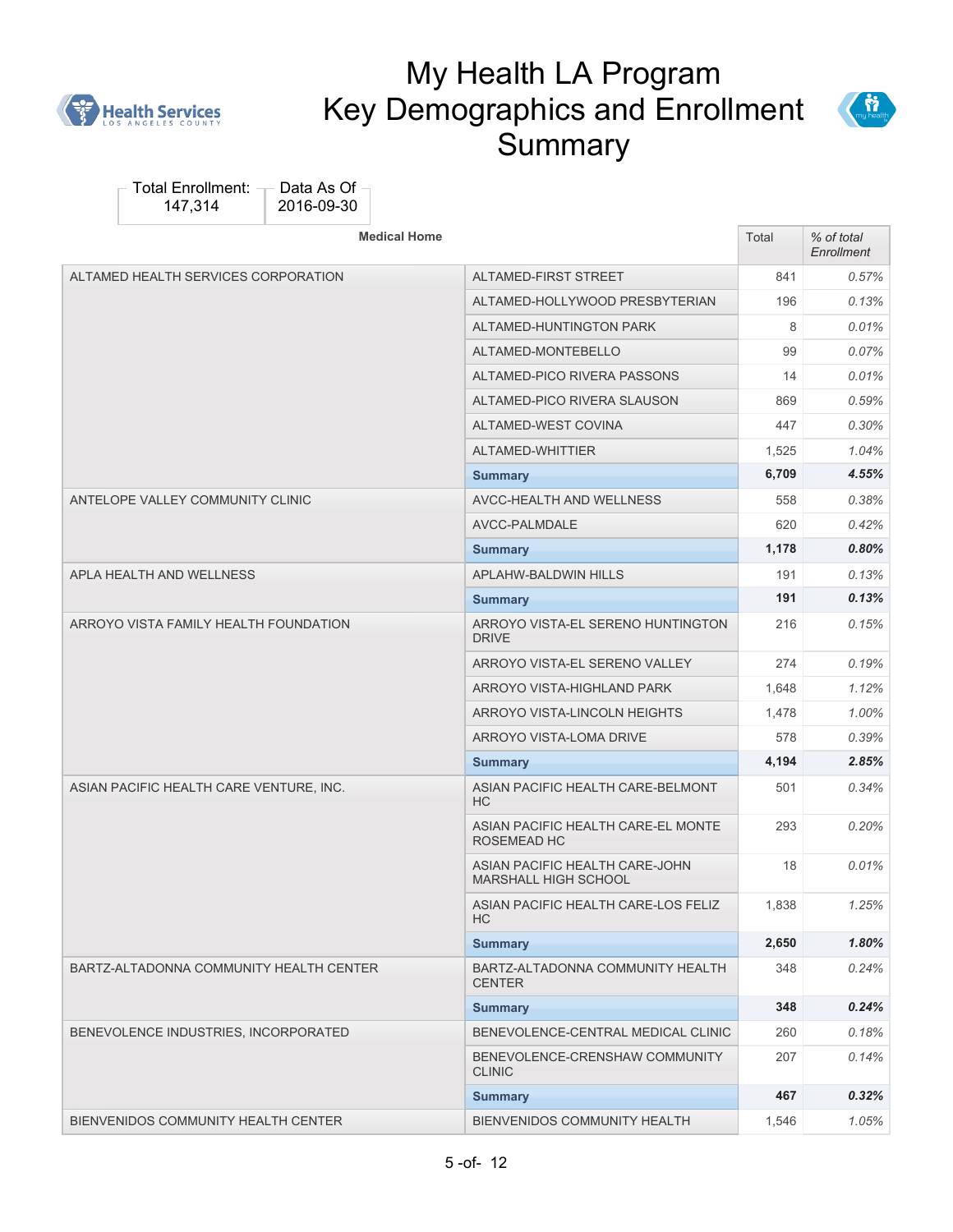# My Health LA Program Key Demographics and Enrollment Summary

Total Enrollment: 147,314

Data As Of 2016-09-30

| Medical Home | | Total | % of total Enrollment |
|---|---|---|---|
| ALTAMED HEALTH SERVICES CORPORATION | ALTAMED-FIRST STREET | 841 | 0.57% |
| | ALTAMED-HOLLYWOOD PRESBYTERIAN | 196 | 0.13% |
| | ALTAMED-HUNTINGTON PARK | 8 | 0.01% |
| | ALTAMED-MONTEBELLO | 99 | 0.07% |
| | ALTAMED-PICO RIVERA PASSONS | 14 | 0.01% |
| | ALTAMED-PICO RIVERA SLAUSON | 869 | 0.59% |
| | ALTAMED-WEST COVINA | 447 | 0.30% |
| | ALTAMED-WHITTIER | 1,525 | 1.04% |
| | **Summary** | **6,709** | **4.55%** |
| ANTELOPE VALLEY COMMUNITY CLINIC | AVCC-HEALTH AND WELLNESS | 558 | 0.38% |
| | AVCC-PALMDALE | 620 | 0.42% |
| | **Summary** | **1,178** | **0.80%** |
| APLA HEALTH AND WELLNESS | APLAHW-BALDWIN HILLS | 191 | 0.13% |
| | **Summary** | **191** | **0.13%** |
| ARROYO VISTA FAMILY HEALTH FOUNDATION | ARROYO VISTA-EL SERENO HUNTINGTON DRIVE | 216 | 0.15% |
| | ARROYO VISTA-EL SERENO VALLEY | 274 | 0.19% |
| | ARROYO VISTA-HIGHLAND PARK | 1,648 | 1.12% |
| | ARROYO VISTA-LINCOLN HEIGHTS | 1,478 | 1.00% |
| | ARROYO VISTA-LOMA DRIVE | 578 | 0.39% |
| | **Summary** | **4,194** | **2.85%** |
| ASIAN PACIFIC HEALTH CARE VENTURE, INC. | ASIAN PACIFIC HEALTH CARE-BELMONT HC | 501 | 0.34% |
| | ASIAN PACIFIC HEALTH CARE-EL MONTE ROSEMEAD HC | 293 | 0.20% |
| | ASIAN PACIFIC HEALTH CARE-JOHN MARSHALL HIGH SCHOOL | 18 | 0.01% |
| | ASIAN PACIFIC HEALTH CARE-LOS FELIZ HC | 1,838 | 1.25% |
| | **Summary** | **2,650** | **1.80%** |
| BARTZ-ALTADONNA COMMUNITY HEALTH CENTER | BARTZ-ALTADONNA COMMUNITY HEALTH CENTER | 348 | 0.24% |
| | **Summary** | **348** | **0.24%** |
| BENEVOLENCE INDUSTRIES, INCORPORATED | BENEVOLENCE-CENTRAL MEDICAL CLINIC | 260 | 0.18% |
| | BENEVOLENCE-CRENSHAW COMMUNITY CLINIC | 207 | 0.14% |
| | **Summary** | **467** | **0.32%** |
| BIENVENIDOS COMMUNITY HEALTH CENTER | BIENVENIDOS COMMUNITY HEALTH | 1,546 | 1.05% |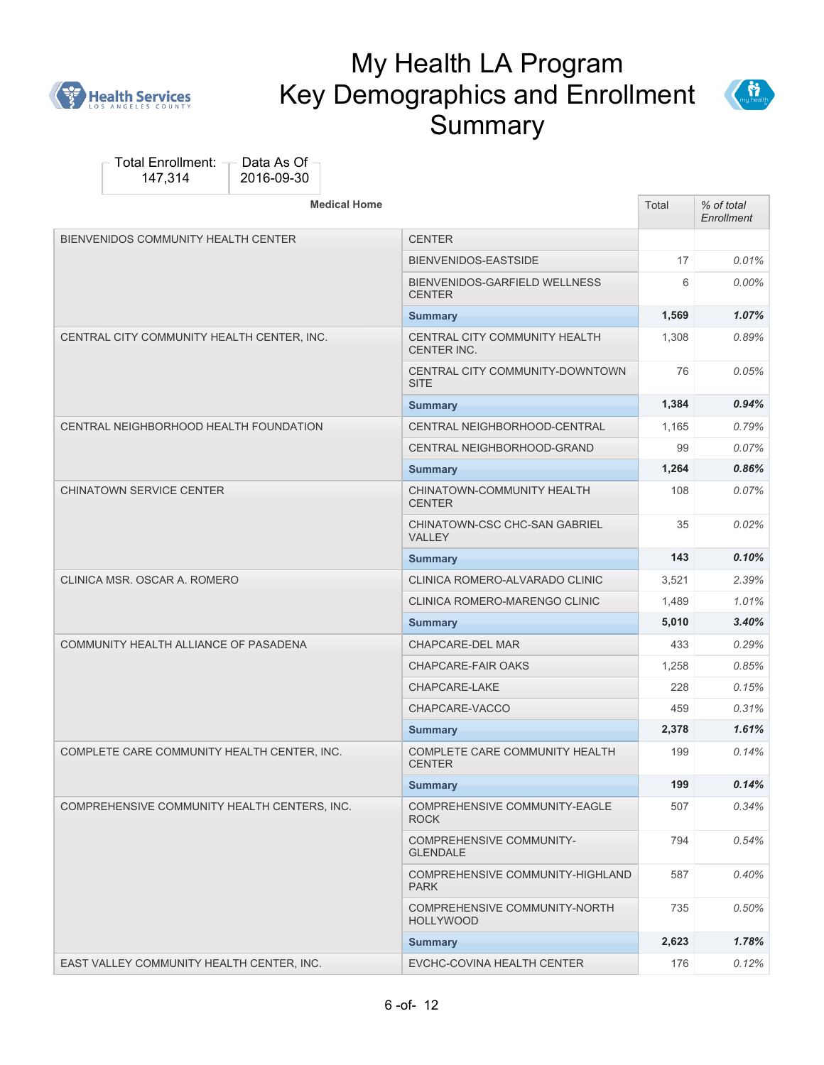# My Health LA Program Key Demographics and Enrollment Summary

Total Enrollment: 147,314

Data As Of 2016-09-30

| Medical Home | | Total | % of total Enrollment |
|---|---|---|---|
| BIENVENIDOS COMMUNITY HEALTH CENTER | CENTER | | |
| | BIENVENIDOS-EASTSIDE | 17 | 0.01% |
| | BIENVENIDOS-GARFIELD WELLNESS CENTER | 6 | 0.00% |
| | **Summary** | **1,569** | ***1.07%*** |
| CENTRAL CITY COMMUNITY HEALTH CENTER, INC. | CENTRAL CITY COMMUNITY HEALTH CENTER INC. | 1,308 | 0.89% |
| | CENTRAL CITY COMMUNITY-DOWNTOWN SITE | 76 | 0.05% |
| | **Summary** | **1,384** | ***0.94%*** |
| CENTRAL NEIGHBORHOOD HEALTH FOUNDATION | CENTRAL NEIGHBORHOOD-CENTRAL | 1,165 | 0.79% |
| | CENTRAL NEIGHBORHOOD-GRAND | 99 | 0.07% |
| | **Summary** | **1,264** | ***0.86%*** |
| CHINATOWN SERVICE CENTER | CHINATOWN-COMMUNITY HEALTH CENTER | 108 | 0.07% |
| | CHINATOWN-CSC CHC-SAN GABRIEL VALLEY | 35 | 0.02% |
| | **Summary** | **143** | ***0.10%*** |
| CLINICA MSR. OSCAR A. ROMERO | CLINICA ROMERO-ALVARADO CLINIC | 3,521 | 2.39% |
| | CLINICA ROMERO-MARENGO CLINIC | 1,489 | 1.01% |
| | **Summary** | **5,010** | ***3.40%*** |
| COMMUNITY HEALTH ALLIANCE OF PASADENA | CHAPCARE-DEL MAR | 433 | 0.29% |
| | CHAPCARE-FAIR OAKS | 1,258 | 0.85% |
| | CHAPCARE-LAKE | 228 | 0.15% |
| | CHAPCARE-VACCO | 459 | 0.31% |
| | **Summary** | **2,378** | ***1.61%*** |
| COMPLETE CARE COMMUNITY HEALTH CENTER, INC. | COMPLETE CARE COMMUNITY HEALTH CENTER | 199 | 0.14% |
| | **Summary** | **199** | ***0.14%*** |
| COMPREHENSIVE COMMUNITY HEALTH CENTERS, INC. | COMPREHENSIVE COMMUNITY-EAGLE ROCK | 507 | 0.34% |
| | COMPREHENSIVE COMMUNITY-GLENDALE | 794 | 0.54% |
| | COMPREHENSIVE COMMUNITY-HIGHLAND PARK | 587 | 0.40% |
| | COMPREHENSIVE COMMUNITY-NORTH HOLLYWOOD | 735 | 0.50% |
| | **Summary** | **2,623** | ***1.78%*** |
| EAST VALLEY COMMUNITY HEALTH CENTER, INC. | EVCHC-COVINA HEALTH CENTER | 176 | 0.12% |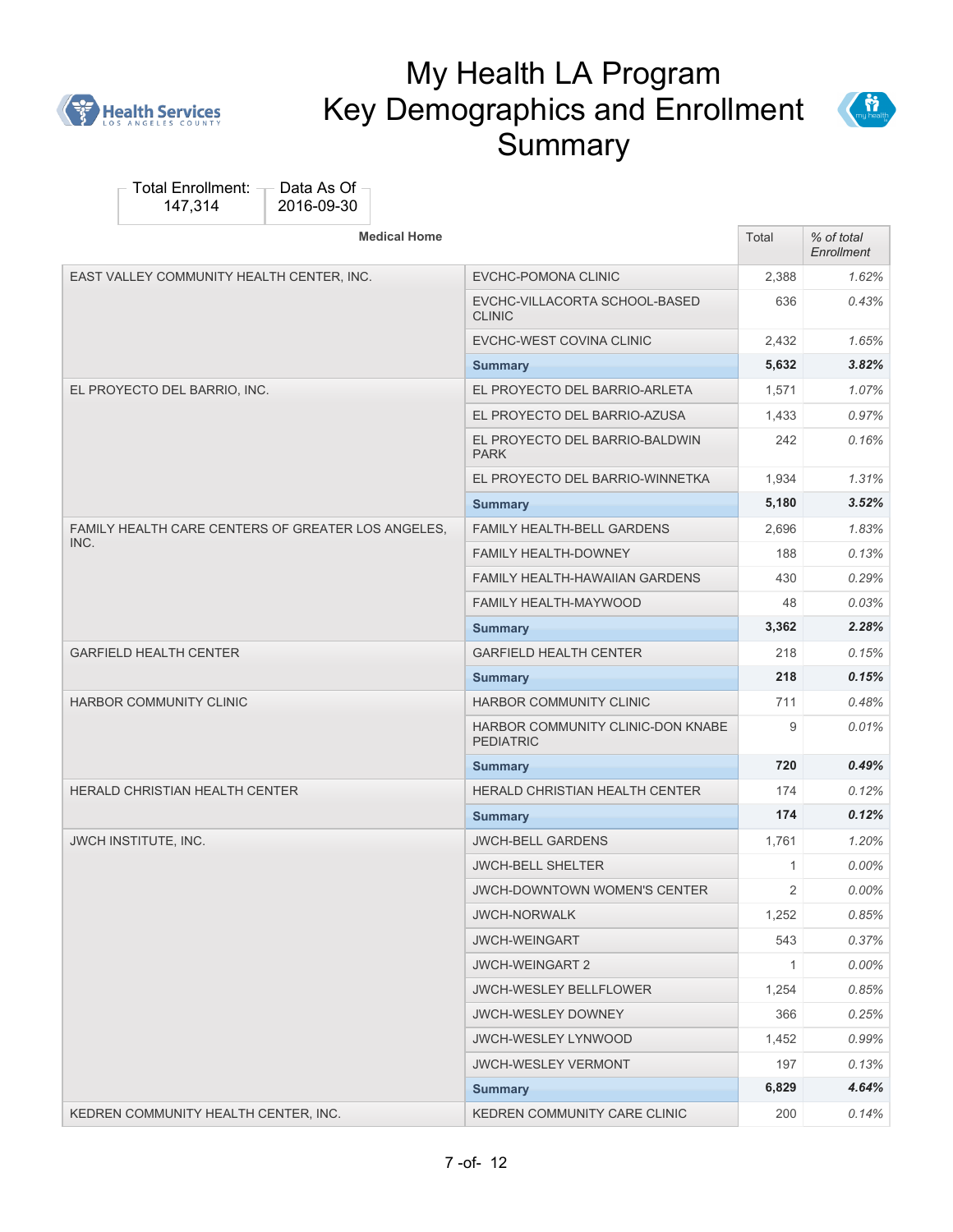# My Health LA Program Key Demographics and Enrollment Summary

Total Enrollment: 147,314

Data As Of 2016-09-30

| Medical Home | | Total | % of total Enrollment |
|---|---|---|---|
| EAST VALLEY COMMUNITY HEALTH CENTER, INC. | EVCHC-POMONA CLINIC | 2,388 | *1.62%* |
| | EVCHC-VILLACORTA SCHOOL-BASED CLINIC | 636 | *0.43%* |
| | EVCHC-WEST COVINA CLINIC | 2,432 | *1.65%* |
| | **Summary** | **5,632** | ***3.82%*** |
| EL PROYECTO DEL BARRIO, INC. | EL PROYECTO DEL BARRIO-ARLETA | 1,571 | *1.07%* |
| | EL PROYECTO DEL BARRIO-AZUSA | 1,433 | *0.97%* |
| | EL PROYECTO DEL BARRIO-BALDWIN PARK | 242 | *0.16%* |
| | EL PROYECTO DEL BARRIO-WINNETKA | 1,934 | *1.31%* |
| | **Summary** | **5,180** | ***3.52%*** |
| FAMILY HEALTH CARE CENTERS OF GREATER LOS ANGELES, INC. | FAMILY HEALTH-BELL GARDENS | 2,696 | *1.83%* |
| | FAMILY HEALTH-DOWNEY | 188 | *0.13%* |
| | FAMILY HEALTH-HAWAIIAN GARDENS | 430 | *0.29%* |
| | FAMILY HEALTH-MAYWOOD | 48 | *0.03%* |
| | **Summary** | **3,362** | ***2.28%*** |
| GARFIELD HEALTH CENTER | GARFIELD HEALTH CENTER | 218 | *0.15%* |
| | **Summary** | **218** | ***0.15%*** |
| HARBOR COMMUNITY CLINIC | HARBOR COMMUNITY CLINIC | 711 | *0.48%* |
| | HARBOR COMMUNITY CLINIC-DON KNABE PEDIATRIC | 9 | *0.01%* |
| | **Summary** | **720** | ***0.49%*** |
| HERALD CHRISTIAN HEALTH CENTER | HERALD CHRISTIAN HEALTH CENTER | 174 | *0.12%* |
| | **Summary** | **174** | ***0.12%*** |
| JWCH INSTITUTE, INC. | JWCH-BELL GARDENS | 1,761 | *1.20%* |
| | JWCH-BELL SHELTER | 1 | *0.00%* |
| | JWCH-DOWNTOWN WOMEN'S CENTER | 2 | *0.00%* |
| | JWCH-NORWALK | 1,252 | *0.85%* |
| | JWCH-WEINGART | 543 | *0.37%* |
| | JWCH-WEINGART 2 | 1 | *0.00%* |
| | JWCH-WESLEY BELLFLOWER | 1,254 | *0.85%* |
| | JWCH-WESLEY DOWNEY | 366 | *0.25%* |
| | JWCH-WESLEY LYNWOOD | 1,452 | *0.99%* |
| | JWCH-WESLEY VERMONT | 197 | *0.13%* |
| | **Summary** | **6,829** | ***4.64%*** |
| KEDREN COMMUNITY HEALTH CENTER, INC. | KEDREN COMMUNITY CARE CLINIC | 200 | *0.14%* |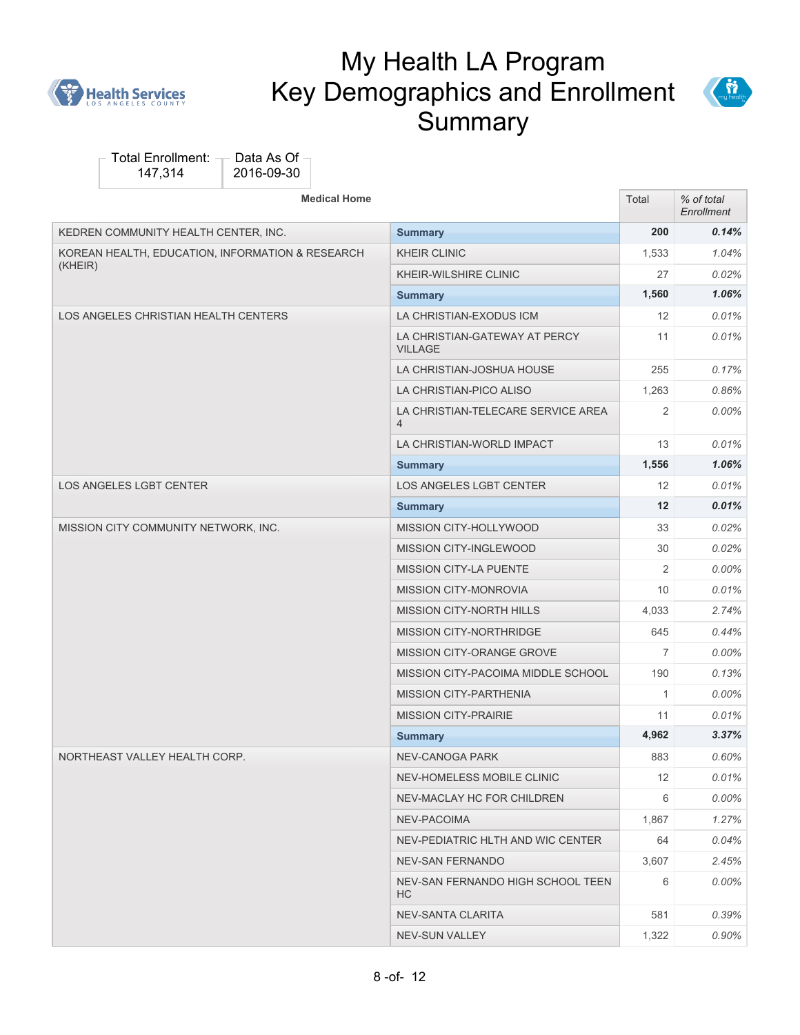# My Health LA Program Key Demographics and Enrollment Summary

| Total Enrollment: | Data As Of |
|---|---|
| 147,314 | 2016-09-30 |

| Medical Home | | Total | % of total Enrollment |
|---|---|---|---|
| KEDREN COMMUNITY HEALTH CENTER, INC. | **Summary** | **200** | ***0.14%*** |
| KOREAN HEALTH, EDUCATION, INFORMATION & RESEARCH (KHEIR) | KHEIR CLINIC | 1,533 | *1.04%* |
| | KHEIR-WILSHIRE CLINIC | 27 | *0.02%* |
| | **Summary** | **1,560** | ***1.06%*** |
| LOS ANGELES CHRISTIAN HEALTH CENTERS | LA CHRISTIAN-EXODUS ICM | 12 | *0.01%* |
| | LA CHRISTIAN-GATEWAY AT PERCY VILLAGE | 11 | *0.01%* |
| | LA CHRISTIAN-JOSHUA HOUSE | 255 | *0.17%* |
| | LA CHRISTIAN-PICO ALISO | 1,263 | *0.86%* |
| | LA CHRISTIAN-TELECARE SERVICE AREA 4 | 2 | *0.00%* |
| | LA CHRISTIAN-WORLD IMPACT | 13 | *0.01%* |
| | **Summary** | **1,556** | ***1.06%*** |
| LOS ANGELES LGBT CENTER | LOS ANGELES LGBT CENTER | 12 | *0.01%* |
| | **Summary** | **12** | ***0.01%*** |
| MISSION CITY COMMUNITY NETWORK, INC. | MISSION CITY-HOLLYWOOD | 33 | *0.02%* |
| | MISSION CITY-INGLEWOOD | 30 | *0.02%* |
| | MISSION CITY-LA PUENTE | 2 | *0.00%* |
| | MISSION CITY-MONROVIA | 10 | *0.01%* |
| | MISSION CITY-NORTH HILLS | 4,033 | *2.74%* |
| | MISSION CITY-NORTHRIDGE | 645 | *0.44%* |
| | MISSION CITY-ORANGE GROVE | 7 | *0.00%* |
| | MISSION CITY-PACOIMA MIDDLE SCHOOL | 190 | *0.13%* |
| | MISSION CITY-PARTHENIA | 1 | *0.00%* |
| | MISSION CITY-PRAIRIE | 11 | *0.01%* |
| | **Summary** | **4,962** | ***3.37%*** |
| NORTHEAST VALLEY HEALTH CORP. | NEV-CANOGA PARK | 883 | *0.60%* |
| | NEV-HOMELESS MOBILE CLINIC | 12 | *0.01%* |
| | NEV-MACLAY HC FOR CHILDREN | 6 | *0.00%* |
| | NEV-PACOIMA | 1,867 | *1.27%* |
| | NEV-PEDIATRIC HLTH AND WIC CENTER | 64 | *0.04%* |
| | NEV-SAN FERNANDO | 3,607 | *2.45%* |
| | NEV-SAN FERNANDO HIGH SCHOOL TEEN HC | 6 | *0.00%* |
| | NEV-SANTA CLARITA | 581 | *0.39%* |
| | NEV-SUN VALLEY | 1,322 | *0.90%* |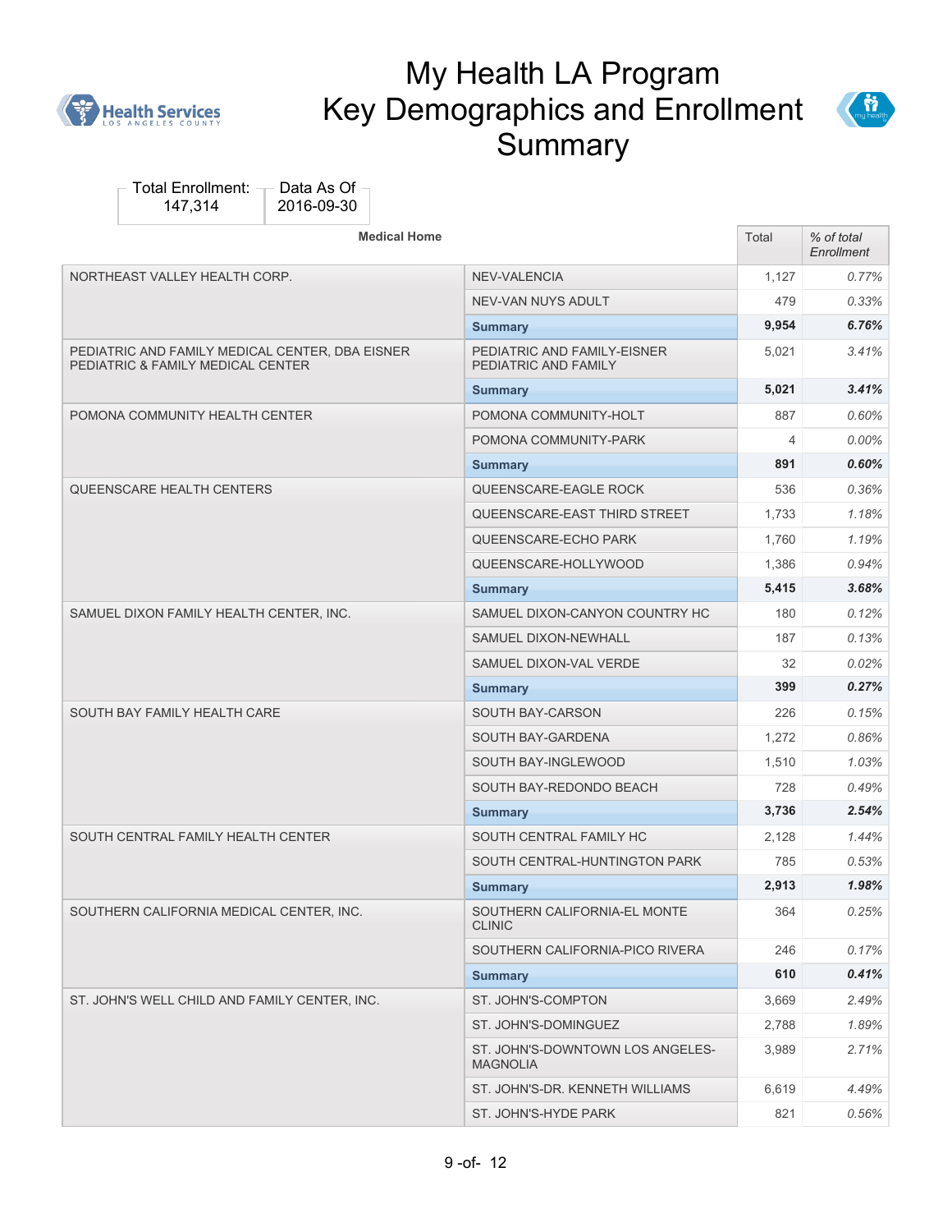# My Health LA Program Key Demographics and Enrollment Summary

| Total Enrollment: | Data As Of |
| --- | --- |
| 147,314 | 2016-09-30 |

| Medical Home | | Total | % of total Enrollment |
| --- | --- | --- | --- |
| NORTHEAST VALLEY HEALTH CORP. | NEV-VALENCIA | 1,127 | *0.77%* |
| | NEV-VAN NUYS ADULT | 479 | *0.33%* |
| | **Summary** | **9,954** | ***6.76%*** |
| PEDIATRIC AND FAMILY MEDICAL CENTER, DBA EISNER PEDIATRIC & FAMILY MEDICAL CENTER | PEDIATRIC AND FAMILY-EISNER PEDIATRIC AND FAMILY | 5,021 | *3.41%* |
| | **Summary** | **5,021** | ***3.41%*** |
| POMONA COMMUNITY HEALTH CENTER | POMONA COMMUNITY-HOLT | 887 | *0.60%* |
| | POMONA COMMUNITY-PARK | 4 | *0.00%* |
| | **Summary** | **891** | ***0.60%*** |
| QUEENSCARE HEALTH CENTERS | QUEENSCARE-EAGLE ROCK | 536 | *0.36%* |
| | QUEENSCARE-EAST THIRD STREET | 1,733 | *1.18%* |
| | QUEENSCARE-ECHO PARK | 1,760 | *1.19%* |
| | QUEENSCARE-HOLLYWOOD | 1,386 | *0.94%* |
| | **Summary** | **5,415** | ***3.68%*** |
| SAMUEL DIXON FAMILY HEALTH CENTER, INC. | SAMUEL DIXON-CANYON COUNTRY HC | 180 | *0.12%* |
| | SAMUEL DIXON-NEWHALL | 187 | *0.13%* |
| | SAMUEL DIXON-VAL VERDE | 32 | *0.02%* |
| | **Summary** | **399** | ***0.27%*** |
| SOUTH BAY FAMILY HEALTH CARE | SOUTH BAY-CARSON | 226 | *0.15%* |
| | SOUTH BAY-GARDENA | 1,272 | *0.86%* |
| | SOUTH BAY-INGLEWOOD | 1,510 | *1.03%* |
| | SOUTH BAY-REDONDO BEACH | 728 | *0.49%* |
| | **Summary** | **3,736** | ***2.54%*** |
| SOUTH CENTRAL FAMILY HEALTH CENTER | SOUTH CENTRAL FAMILY HC | 2,128 | *1.44%* |
| | SOUTH CENTRAL-HUNTINGTON PARK | 785 | *0.53%* |
| | **Summary** | **2,913** | ***1.98%*** |
| SOUTHERN CALIFORNIA MEDICAL CENTER, INC. | SOUTHERN CALIFORNIA-EL MONTE CLINIC | 364 | *0.25%* |
| | SOUTHERN CALIFORNIA-PICO RIVERA | 246 | *0.17%* |
| | **Summary** | **610** | ***0.41%*** |
| ST. JOHN'S WELL CHILD AND FAMILY CENTER, INC. | ST. JOHN'S-COMPTON | 3,669 | *2.49%* |
| | ST. JOHN'S-DOMINGUEZ | 2,788 | *1.89%* |
| | ST. JOHN'S-DOWNTOWN LOS ANGELES-MAGNOLIA | 3,989 | *2.71%* |
| | ST. JOHN'S-DR. KENNETH WILLIAMS | 6,619 | *4.49%* |
| | ST. JOHN'S-HYDE PARK | 821 | *0.56%* |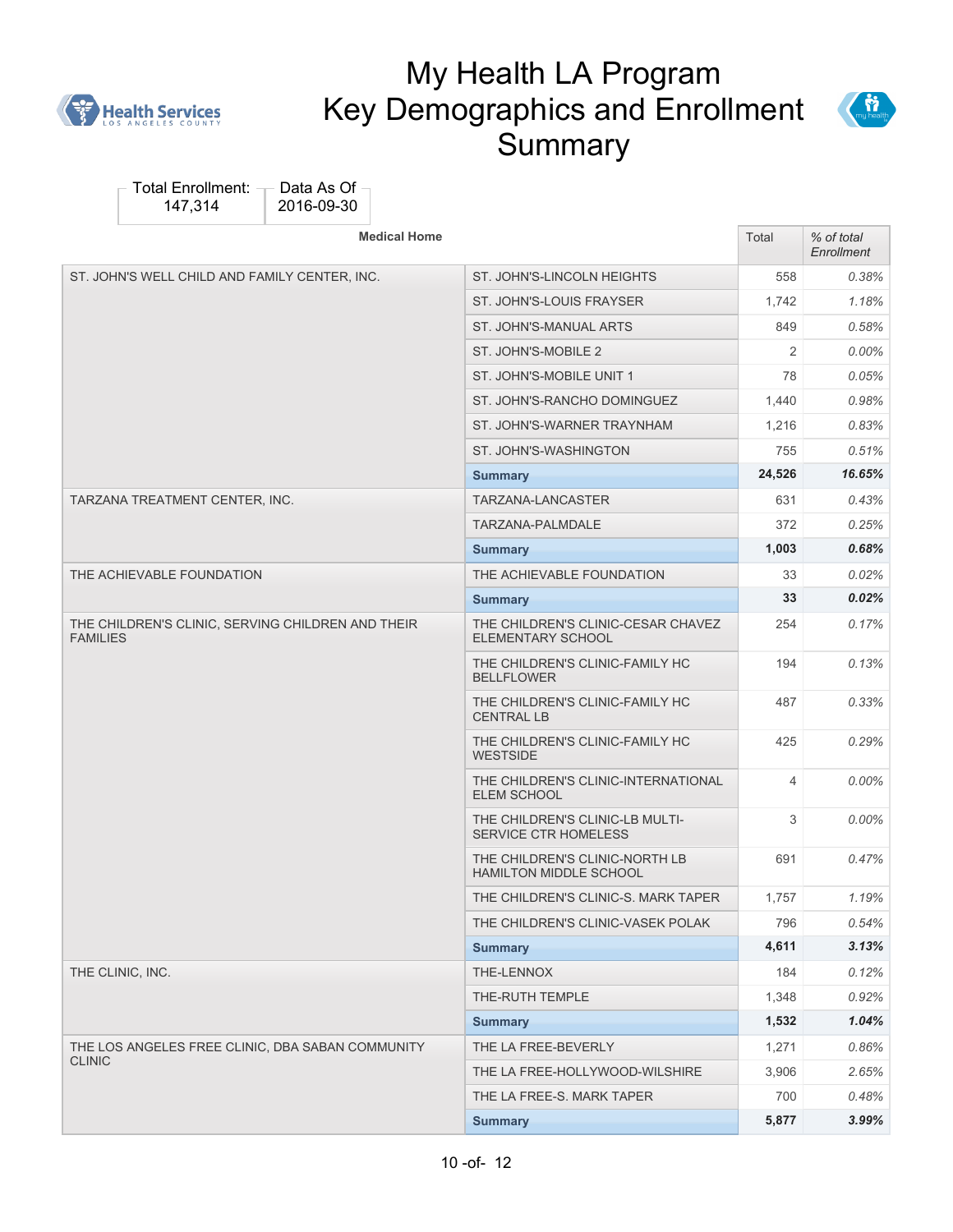# My Health LA Program
# Key Demographics and Enrollment Summary

| Total Enrollment: | Data As Of |
|---|---|
| 147,314 | 2016-09-30 |

| Medical Home | | Total | % of total Enrollment |
|---|---|---|---|
| ST. JOHN'S WELL CHILD AND FAMILY CENTER, INC. | ST. JOHN'S-LINCOLN HEIGHTS | 558 | 0.38% |
| | ST. JOHN'S-LOUIS FRAYSER | 1,742 | 1.18% |
| | ST. JOHN'S-MANUAL ARTS | 849 | 0.58% |
| | ST. JOHN'S-MOBILE 2 | 2 | 0.00% |
| | ST. JOHN'S-MOBILE UNIT 1 | 78 | 0.05% |
| | ST. JOHN'S-RANCHO DOMINGUEZ | 1,440 | 0.98% |
| | ST. JOHN'S-WARNER TRAYNHAM | 1,216 | 0.83% |
| | ST. JOHN'S-WASHINGTON | 755 | 0.51% |
| | **Summary** | **24,526** | **16.65%** |
| TARZANA TREATMENT CENTER, INC. | TARZANA-LANCASTER | 631 | 0.43% |
| | TARZANA-PALMDALE | 372 | 0.25% |
| | **Summary** | **1,003** | **0.68%** |
| THE ACHIEVABLE FOUNDATION | THE ACHIEVABLE FOUNDATION | 33 | 0.02% |
| | **Summary** | **33** | **0.02%** |
| THE CHILDREN'S CLINIC, SERVING CHILDREN AND THEIR FAMILIES | THE CHILDREN'S CLINIC-CESAR CHAVEZ ELEMENTARY SCHOOL | 254 | 0.17% |
| | THE CHILDREN'S CLINIC-FAMILY HC BELLFLOWER | 194 | 0.13% |
| | THE CHILDREN'S CLINIC-FAMILY HC CENTRAL LB | 487 | 0.33% |
| | THE CHILDREN'S CLINIC-FAMILY HC WESTSIDE | 425 | 0.29% |
| | THE CHILDREN'S CLINIC-INTERNATIONAL ELEM SCHOOL | 4 | 0.00% |
| | THE CHILDREN'S CLINIC-LB MULTI-SERVICE CTR HOMELESS | 3 | 0.00% |
| | THE CHILDREN'S CLINIC-NORTH LB HAMILTON MIDDLE SCHOOL | 691 | 0.47% |
| | THE CHILDREN'S CLINIC-S. MARK TAPER | 1,757 | 1.19% |
| | THE CHILDREN'S CLINIC-VASEK POLAK | 796 | 0.54% |
| | **Summary** | **4,611** | **3.13%** |
| THE CLINIC, INC. | THE-LENNOX | 184 | 0.12% |
| | THE-RUTH TEMPLE | 1,348 | 0.92% |
| | **Summary** | **1,532** | **1.04%** |
| THE LOS ANGELES FREE CLINIC, DBA SABAN COMMUNITY CLINIC | THE LA FREE-BEVERLY | 1,271 | 0.86% |
| | THE LA FREE-HOLLYWOOD-WILSHIRE | 3,906 | 2.65% |
| | THE LA FREE-S. MARK TAPER | 700 | 0.48% |
| | **Summary** | **5,877** | **3.99%** |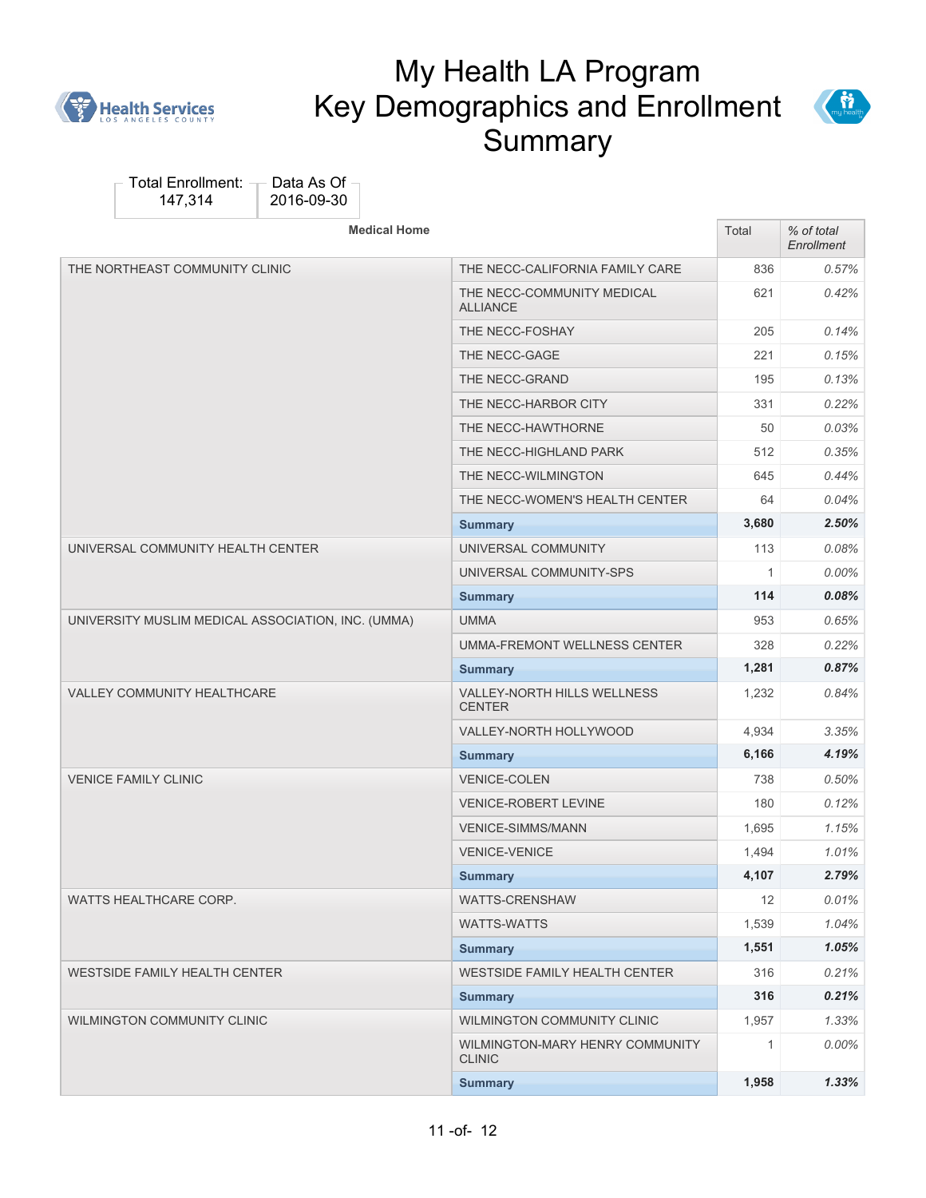# My Health LA Program Key Demographics and Enrollment Summary

Total Enrollment: 147,314

Data As Of 2016-09-30

| Medical Home | | Total | % of total Enrollment |
|---|---|---|---|
| THE NORTHEAST COMMUNITY CLINIC | THE NECC-CALIFORNIA FAMILY CARE | 836 | 0.57% |
| | THE NECC-COMMUNITY MEDICAL ALLIANCE | 621 | 0.42% |
| | THE NECC-FOSHAY | 205 | 0.14% |
| | THE NECC-GAGE | 221 | 0.15% |
| | THE NECC-GRAND | 195 | 0.13% |
| | THE NECC-HARBOR CITY | 331 | 0.22% |
| | THE NECC-HAWTHORNE | 50 | 0.03% |
| | THE NECC-HIGHLAND PARK | 512 | 0.35% |
| | THE NECC-WILMINGTON | 645 | 0.44% |
| | THE NECC-WOMEN'S HEALTH CENTER | 64 | 0.04% |
| | **Summary** | **3,680** | **2.50%** |
| UNIVERSAL COMMUNITY HEALTH CENTER | UNIVERSAL COMMUNITY | 113 | 0.08% |
| | UNIVERSAL COMMUNITY-SPS | 1 | 0.00% |
| | **Summary** | **114** | **0.08%** |
| UNIVERSITY MUSLIM MEDICAL ASSOCIATION, INC. (UMMA) | UMMA | 953 | 0.65% |
| | UMMA-FREMONT WELLNESS CENTER | 328 | 0.22% |
| | **Summary** | **1,281** | **0.87%** |
| VALLEY COMMUNITY HEALTHCARE | VALLEY-NORTH HILLS WELLNESS CENTER | 1,232 | 0.84% |
| | VALLEY-NORTH HOLLYWOOD | 4,934 | 3.35% |
| | **Summary** | **6,166** | **4.19%** |
| VENICE FAMILY CLINIC | VENICE-COLEN | 738 | 0.50% |
| | VENICE-ROBERT LEVINE | 180 | 0.12% |
| | VENICE-SIMMS/MANN | 1,695 | 1.15% |
| | VENICE-VENICE | 1,494 | 1.01% |
| | **Summary** | **4,107** | **2.79%** |
| WATTS HEALTHCARE CORP. | WATTS-CRENSHAW | 12 | 0.01% |
| | WATTS-WATTS | 1,539 | 1.04% |
| | **Summary** | **1,551** | **1.05%** |
| WESTSIDE FAMILY HEALTH CENTER | WESTSIDE FAMILY HEALTH CENTER | 316 | 0.21% |
| | **Summary** | **316** | **0.21%** |
| WILMINGTON COMMUNITY CLINIC | WILMINGTON COMMUNITY CLINIC | 1,957 | 1.33% |
| | WILMINGTON-MARY HENRY COMMUNITY CLINIC | 1 | 0.00% |
| | **Summary** | **1,958** | **1.33%** |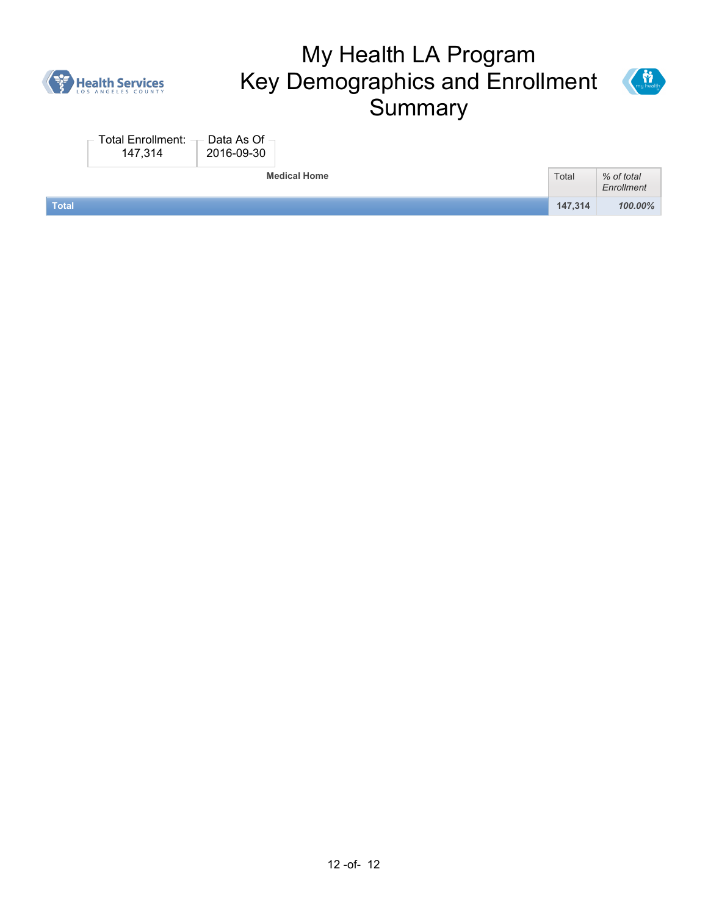# My Health LA Program Key Demographics and Enrollment Summary

| Total Enrollment: | Data As Of |
| --- | --- |
| 147,314 | 2016-09-30 |

| Medical Home | Total | *% of total Enrollment* |
| --- | --- | --- |
| **Total** | **147,314** | ***100.00%*** |